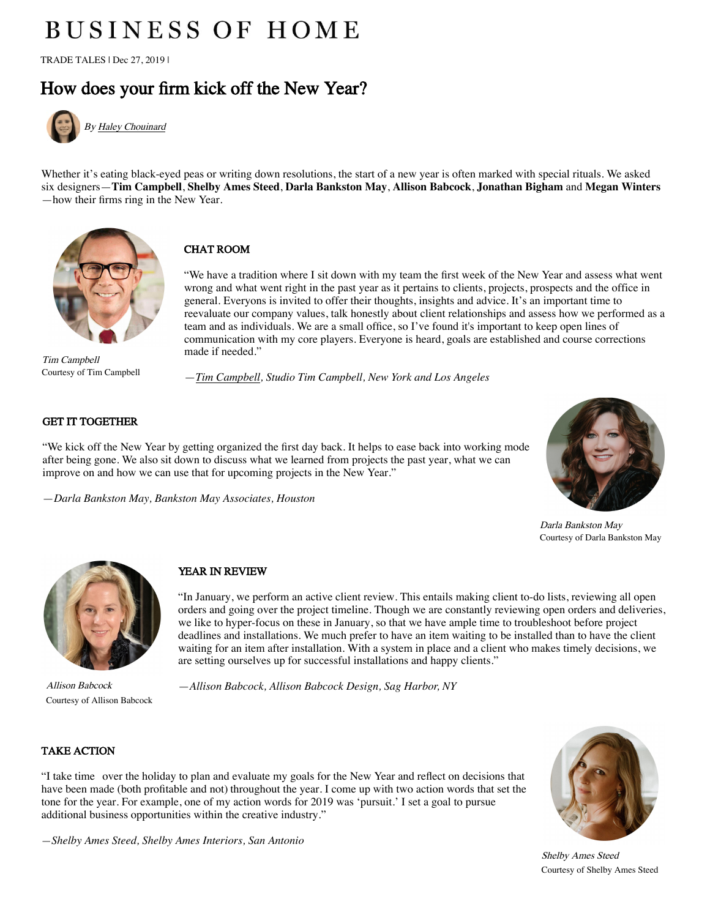# BUSINESS OF HOME

TRADE TALES | Dec 27, 2019 |

## How does your firm kick off the New Year?

*By Haley Chouinard*

Whether it's eating black-eyed peas or writing down resolutions, the start of a new year is often marked with special rituals. We asked six designers—**Tim Campbell**, **Shelby Ames Steed**, **Darla Bankston May**, **Allison Babcock**, **Jonathan Bigham** and **Megan Winters**—how their firms ring in the New Year.

*Tim Campbell*
Courtesy of Tim Campbell

### CHAT ROOM

"We have a tradition where I sit down with my team the first week of the New Year and assess what went wrong and what went right in the past year as it pertains to clients, projects, prospects and the office in general. Everyons is invited to offer their thoughts, insights and advice. It's an important time to reevaluate our company values, talk honestly about client relationships and assess how we performed as a team and as individuals. We are a small office, so I've found it's important to keep open lines of communication with my core players. Everyone is heard, goals are established and course corrections made if needed."

*—Tim Campbell, Studio Tim Campbell, New York and Los Angeles*

### GET IT TOGETHER

"We kick off the New Year by getting organized the first day back. It helps to ease back into working mode after being gone. We also sit down to discuss what we learned from projects the past year, what we can improve on and how we can use that for upcoming projects in the New Year."

*—Darla Bankston May, Bankston May Associates, Houston*

*Darla Bankston May*
Courtesy of Darla Bankston May

*Allison Babcock*
Courtesy of Allison Babcock

### YEAR IN REVIEW

"In January, we perform an active client review. This entails making client to-do lists, reviewing all open orders and going over the project timeline. Though we are constantly reviewing open orders and deliveries, we like to hyper-focus on these in January, so that we have ample time to troubleshoot before project deadlines and installations. We much prefer to have an item waiting to be installed than to have the client waiting for an item after installation. With a system in place and a client who makes timely decisions, we are setting ourselves up for successful installations and happy clients."

*—Allison Babcock, Allison Babcock Design, Sag Harbor, NY*

### TAKE ACTION

"I take time over the holiday to plan and evaluate my goals for the New Year and reflect on decisions that have been made (both profitable and not) throughout the year. I come up with two action words that set the tone for the year. For example, one of my action words for 2019 was 'pursuit.' I set a goal to pursue additional business opportunities within the creative industry."

*—Shelby Ames Steed, Shelby Ames Interiors, San Antonio*

*Shelby Ames Steed*
Courtesy of Shelby Ames Steed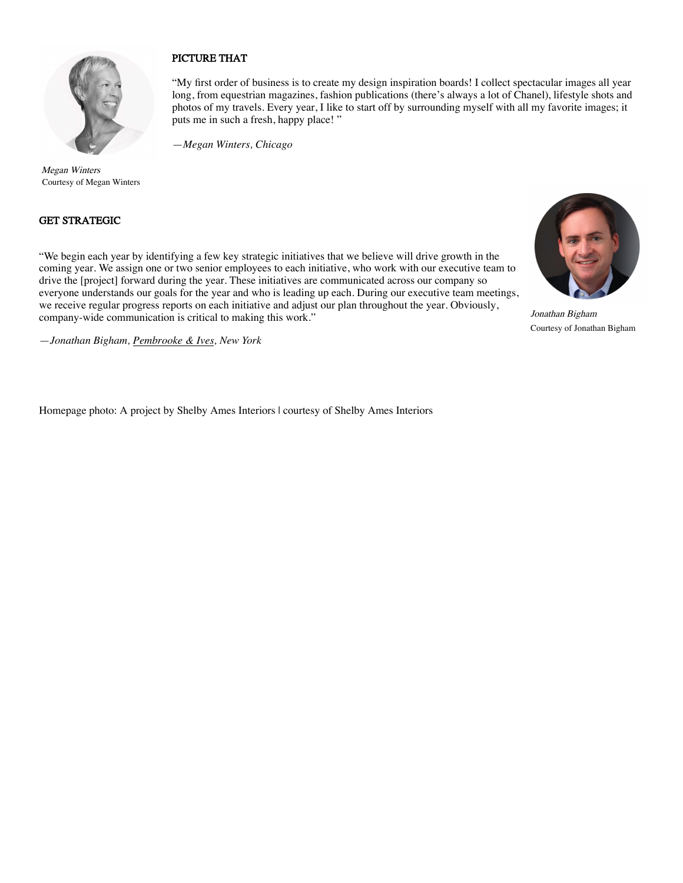### PICTURE THAT

"My first order of business is to create my design inspiration boards! I collect spectacular images all year long, from equestrian magazines, fashion publications (there's always a lot of Chanel), lifestyle shots and photos of my travels. Every year, I like to start off by surrounding myself with all my favorite images; it puts me in such a fresh, happy place! "

*—Megan Winters, Chicago*

*Megan Winters*
Courtesy of Megan Winters

### GET STRATEGIC

"We begin each year by identifying a few key strategic initiatives that we believe will drive growth in the coming year. We assign one or two senior employees to each initiative, who work with our executive team to drive the [project] forward during the year. These initiatives are communicated across our company so everyone understands our goals for the year and who is leading up each. During our executive team meetings, we receive regular progress reports on each initiative and adjust our plan throughout the year. Obviously, company-wide communication is critical to making this work."

*—Jonathan Bigham, Pembrooke & Ives, New York*

*Jonathan Bigham*
Courtesy of Jonathan Bigham

Homepage photo: A project by Shelby Ames Interiors | courtesy of Shelby Ames Interiors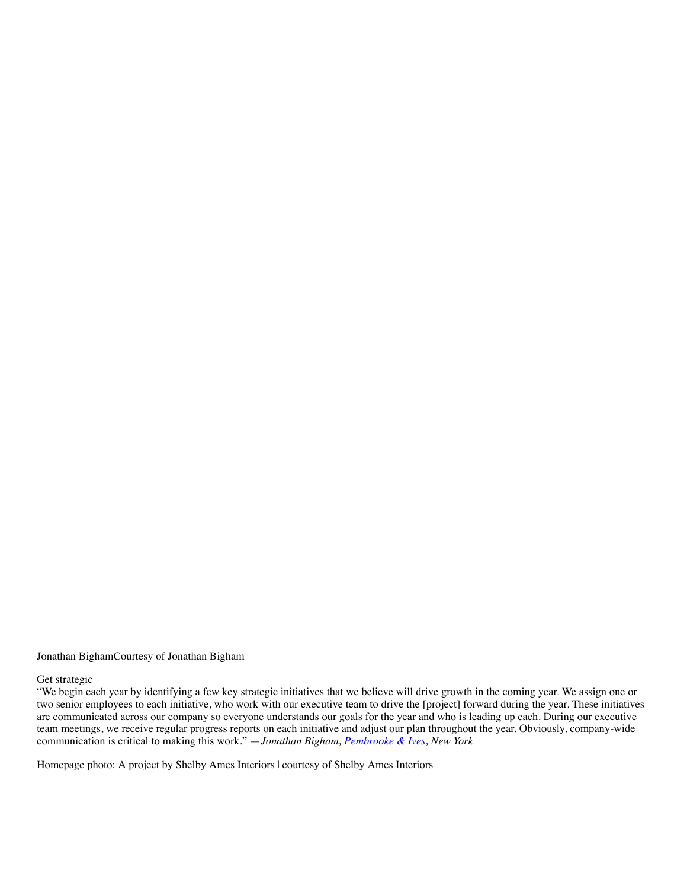Jonathan BighamCourtesy of Jonathan Bigham

Get strategic

"We begin each year by identifying a few key strategic initiatives that we believe will drive growth in the coming year. We assign one or two senior employees to each initiative, who work with our executive team to drive the [project] forward during the year. These initiatives are communicated across our company so everyone understands our goals for the year and who is leading up each. During our executive team meetings, we receive regular progress reports on each initiative and adjust our plan throughout the year. Obviously, company-wide communication is critical to making this work." *—Jonathan Bigham, Pembrooke & Ives, New York*

Homepage photo: A project by Shelby Ames Interiors | courtesy of Shelby Ames Interiors